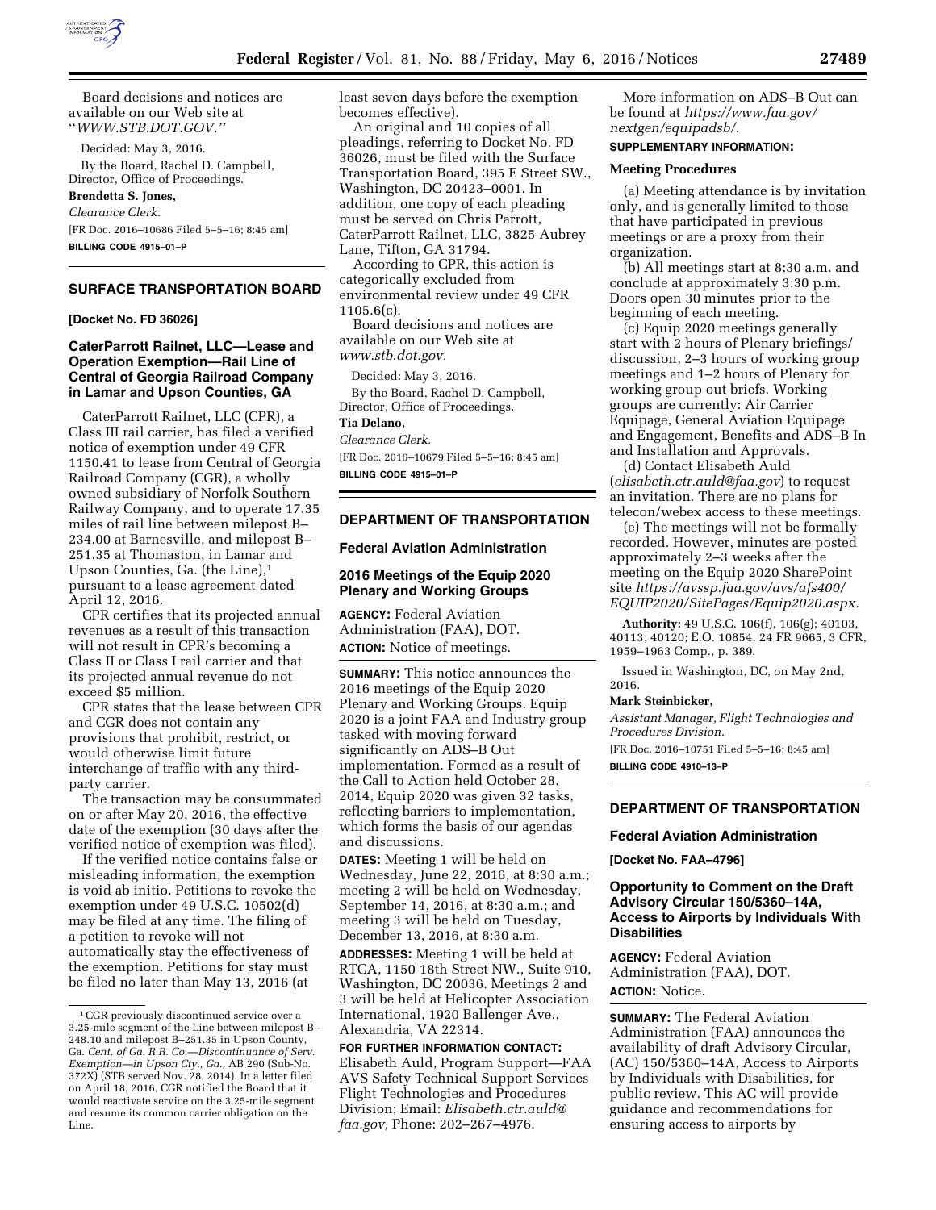Board decisions and notices are available on our Web site at "*WWW.STB.DOT.GOV.*"

Decided: May 3, 2016.

By the Board, Rachel D. Campbell, Director, Office of Proceedings.

**Brendetta S. Jones,**

*Clearance Clerk.*

[FR Doc. 2016–10686 Filed 5–5–16; 8:45 am]

**BILLING CODE 4915–01–P**

## SURFACE TRANSPORTATION BOARD

**[Docket No. FD 36026]**

### CaterParrott Railnet, LLC—Lease and Operation Exemption—Rail Line of Central of Georgia Railroad Company in Lamar and Upson Counties, GA

CaterParrott Railnet, LLC (CPR), a Class III rail carrier, has filed a verified notice of exemption under 49 CFR 1150.41 to lease from Central of Georgia Railroad Company (CGR), a wholly owned subsidiary of Norfolk Southern Railway Company, and to operate 17.35 miles of rail line between milepost B–234.00 at Barnesville, and milepost B–251.35 at Thomaston, in Lamar and Upson Counties, Ga. (the Line),[1] pursuant to a lease agreement dated April 12, 2016.

CPR certifies that its projected annual revenues as a result of this transaction will not result in CPR's becoming a Class II or Class I rail carrier and that its projected annual revenue do not exceed $5 million.

CPR states that the lease between CPR and CGR does not contain any provisions that prohibit, restrict, or would otherwise limit future interchange of traffic with any third-party carrier.

The transaction may be consummated on or after May 20, 2016, the effective date of the exemption (30 days after the verified notice of exemption was filed).

If the verified notice contains false or misleading information, the exemption is void ab initio. Petitions to revoke the exemption under 49 U.S.C. 10502(d) may be filed at any time. The filing of a petition to revoke will not automatically stay the effectiveness of the exemption. Petitions for stay must be filed no later than May 13, 2016 (at least seven days before the exemption becomes effective).

An original and 10 copies of all pleadings, referring to Docket No. FD 36026, must be filed with the Surface Transportation Board, 395 E Street SW., Washington, DC 20423–0001. In addition, one copy of each pleading must be served on Chris Parrott, CaterParrott Railnet, LLC, 3825 Aubrey Lane, Tifton, GA 31794.

According to CPR, this action is categorically excluded from environmental review under 49 CFR 1105.6(c).

Board decisions and notices are available on our Web site at *www.stb.dot.gov.*

Decided: May 3, 2016.

By the Board, Rachel D. Campbell, Director, Office of Proceedings.

**Tia Delano,**

*Clearance Clerk.*

[FR Doc. 2016–10679 Filed 5–5–16; 8:45 am]

**BILLING CODE 4915–01–P**

[1] CGR previously discontinued service over a 3.25-mile segment of the Line between milepost B–248.10 and milepost B–251.35 in Upson County, Ga. *Cent. of Ga. R.R. Co.—Discontinuance of Serv. Exemption—in Upson Cty., Ga.,* AB 290 (Sub-No. 372X) (STB served Nov. 28, 2014). In a letter filed on April 18, 2016, CGR notified the Board that it would reactivate service on the 3.25-mile segment and resume its common carrier obligation on the Line.

## DEPARTMENT OF TRANSPORTATION

### Federal Aviation Administration

### 2016 Meetings of the Equip 2020 Plenary and Working Groups

**AGENCY:** Federal Aviation Administration (FAA), DOT.

**ACTION:** Notice of meetings.

**SUMMARY:** This notice announces the 2016 meetings of the Equip 2020 Plenary and Working Groups. Equip 2020 is a joint FAA and Industry group tasked with moving forward significantly on ADS–B Out implementation. Formed as a result of the Call to Action held October 28, 2014, Equip 2020 was given 32 tasks, reflecting barriers to implementation, which forms the basis of our agendas and discussions.

**DATES:** Meeting 1 will be held on Wednesday, June 22, 2016, at 8:30 a.m.; meeting 2 will be held on Wednesday, September 14, 2016, at 8:30 a.m.; and meeting 3 will be held on Tuesday, December 13, 2016, at 8:30 a.m.

**ADDRESSES:** Meeting 1 will be held at RTCA, 1150 18th Street NW., Suite 910, Washington, DC 20036. Meetings 2 and 3 will be held at Helicopter Association International, 1920 Ballenger Ave., Alexandria, VA 22314.

**FOR FURTHER INFORMATION CONTACT:** Elisabeth Auld, Program Support—FAA AVS Safety Technical Support Services Flight Technologies and Procedures Division; Email: *Elisabeth.ctr.auld@faa.gov,* Phone: 202–267–4976.

More information on ADS–B Out can be found at *https://www.faa.gov/nextgen/equipadsb/.*

**SUPPLEMENTARY INFORMATION:**

**Meeting Procedures**

(a) Meeting attendance is by invitation only, and is generally limited to those that have participated in previous meetings or are a proxy from their organization.

(b) All meetings start at 8:30 a.m. and conclude at approximately 3:30 p.m. Doors open 30 minutes prior to the beginning of each meeting.

(c) Equip 2020 meetings generally start with 2 hours of Plenary briefings/discussion, 2–3 hours of working group meetings and 1–2 hours of Plenary for working group out briefs. Working groups are currently: Air Carrier Equipage, General Aviation Equipage and Engagement, Benefits and ADS–B In and Installation and Approvals.

(d) Contact Elisabeth Auld (*elisabeth.ctr.auld@faa.gov*) to request an invitation. There are no plans for telecon/webex access to these meetings.

(e) The meetings will not be formally recorded. However, minutes are posted approximately 2–3 weeks after the meeting on the Equip 2020 SharePoint site *https://avssp.faa.gov/avs/afs400/EQUIP2020/SitePages/Equip2020.aspx.*

**Authority:** 49 U.S.C. 106(f), 106(g); 40103, 40113, 40120; E.O. 10854, 24 FR 9665, 3 CFR, 1959–1963 Comp., p. 389.

Issued in Washington, DC, on May 2nd, 2016.

**Mark Steinbicker,**

*Assistant Manager, Flight Technologies and Procedures Division.*

[FR Doc. 2016–10751 Filed 5–5–16; 8:45 am]

**BILLING CODE 4910–13–P**

## DEPARTMENT OF TRANSPORTATION

### Federal Aviation Administration

**[Docket No. FAA–4796]**

### Opportunity to Comment on the Draft Advisory Circular 150/5360–14A, Access to Airports by Individuals With Disabilities

**AGENCY:** Federal Aviation Administration (FAA), DOT.

**ACTION:** Notice.

**SUMMARY:** The Federal Aviation Administration (FAA) announces the availability of draft Advisory Circular, (AC) 150/5360–14A, Access to Airports by Individuals with Disabilities, for public review. This AC will provide guidance and recommendations for ensuring access to airports by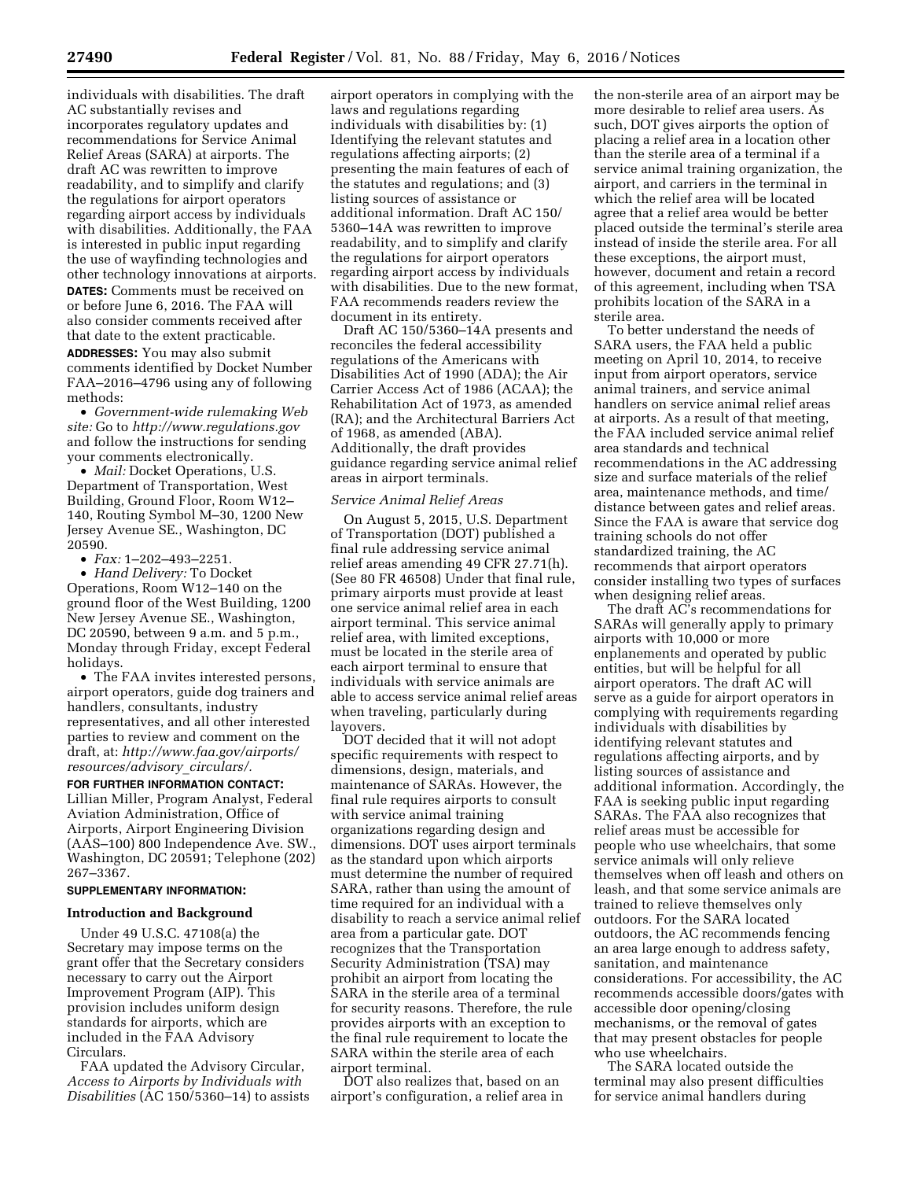individuals with disabilities. The draft AC substantially revises and incorporates regulatory updates and recommendations for Service Animal Relief Areas (SARA) at airports. The draft AC was rewritten to improve readability, and to simplify and clarify the regulations for airport operators regarding airport access by individuals with disabilities. Additionally, the FAA is interested in public input regarding the use of wayfinding technologies and other technology innovations at airports.

**DATES:** Comments must be received on or before June 6, 2016. The FAA will also consider comments received after that date to the extent practicable.

**ADDRESSES:** You may also submit comments identified by Docket Number FAA–2016–4796 using any of following methods:

- *Government-wide rulemaking Web site:* Go to *http://www.regulations.gov* and follow the instructions for sending your comments electronically.
- *Mail:* Docket Operations, U.S. Department of Transportation, West Building, Ground Floor, Room W12–140, Routing Symbol M–30, 1200 New Jersey Avenue SE., Washington, DC 20590.
- *Fax:* 1–202–493–2251.
- *Hand Delivery:* To Docket Operations, Room W12–140 on the ground floor of the West Building, 1200 New Jersey Avenue SE., Washington, DC 20590, between 9 a.m. and 5 p.m., Monday through Friday, except Federal holidays.
- The FAA invites interested persons, airport operators, guide dog trainers and handlers, consultants, industry representatives, and all other interested parties to review and comment on the draft, at: *http://www.faa.gov/airports/resources/advisory_circulars/.*

**FOR FURTHER INFORMATION CONTACT:** Lillian Miller, Program Analyst, Federal Aviation Administration, Office of Airports, Airport Engineering Division (AAS–100) 800 Independence Ave. SW., Washington, DC 20591; Telephone (202) 267–3367.

**SUPPLEMENTARY INFORMATION:**

## Introduction and Background

Under 49 U.S.C. 47108(a) the Secretary may impose terms on the grant offer that the Secretary considers necessary to carry out the Airport Improvement Program (AIP). This provision includes uniform design standards for airports, which are included in the FAA Advisory Circulars.

FAA updated the Advisory Circular, *Access to Airports by Individuals with Disabilities* (AC 150/5360–14) to assists airport operators in complying with the laws and regulations regarding individuals with disabilities by: (1) Identifying the relevant statutes and regulations affecting airports; (2) presenting the main features of each of the statutes and regulations; and (3) listing sources of assistance or additional information. Draft AC 150/5360–14A was rewritten to improve readability, and to simplify and clarify the regulations for airport operators regarding airport access by individuals with disabilities. Due to the new format, FAA recommends readers review the document in its entirety.

Draft AC 150/5360–14A presents and reconciles the federal accessibility regulations of the Americans with Disabilities Act of 1990 (ADA); the Air Carrier Access Act of 1986 (ACAA); the Rehabilitation Act of 1973, as amended (RA); and the Architectural Barriers Act of 1968, as amended (ABA). Additionally, the draft provides guidance regarding service animal relief areas in airport terminals.

### *Service Animal Relief Areas*

On August 5, 2015, U.S. Department of Transportation (DOT) published a final rule addressing service animal relief areas amending 49 CFR 27.71(h). (See 80 FR 46508) Under that final rule, primary airports must provide at least one service animal relief area in each airport terminal. This service animal relief area, with limited exceptions, must be located in the sterile area of each airport terminal to ensure that individuals with service animals are able to access service animal relief areas when traveling, particularly during layovers.

DOT decided that it will not adopt specific requirements with respect to dimensions, design, materials, and maintenance of SARAs. However, the final rule requires airports to consult with service animal training organizations regarding design and dimensions. DOT uses airport terminals as the standard upon which airports must determine the number of required SARA, rather than using the amount of time required for an individual with a disability to reach a service animal relief area from a particular gate. DOT recognizes that the Transportation Security Administration (TSA) may prohibit an airport from locating the SARA in the sterile area of a terminal for security reasons. Therefore, the rule provides airports with an exception to the final rule requirement to locate the SARA within the sterile area of each airport terminal.

DOT also realizes that, based on an airport's configuration, a relief area in the non-sterile area of an airport may be more desirable to relief area users. As such, DOT gives airports the option of placing a relief area in a location other than the sterile area of a terminal if a service animal training organization, the airport, and carriers in the terminal in which the relief area will be located agree that a relief area would be better placed outside the terminal's sterile area instead of inside the sterile area. For all these exceptions, the airport must, however, document and retain a record of this agreement, including when TSA prohibits location of the SARA in a sterile area.

To better understand the needs of SARA users, the FAA held a public meeting on April 10, 2014, to receive input from airport operators, service animal trainers, and service animal handlers on service animal relief areas at airports. As a result of that meeting, the FAA included service animal relief area standards and technical recommendations in the AC addressing size and surface materials of the relief area, maintenance methods, and time/distance between gates and relief areas. Since the FAA is aware that service dog training schools do not offer standardized training, the AC recommends that airport operators consider installing two types of surfaces when designing relief areas.

The draft AC's recommendations for SARAs will generally apply to primary airports with 10,000 or more enplanements and operated by public entities, but will be helpful for all airport operators. The draft AC will serve as a guide for airport operators in complying with requirements regarding individuals with disabilities by identifying relevant statutes and regulations affecting airports, and by listing sources of assistance and additional information. Accordingly, the FAA is seeking public input regarding SARAs. The FAA also recognizes that relief areas must be accessible for people who use wheelchairs, that some service animals will only relieve themselves when off leash and others on leash, and that some service animals are trained to relieve themselves only outdoors. For the SARA located outdoors, the AC recommends fencing an area large enough to address safety, sanitation, and maintenance considerations. For accessibility, the AC recommends accessible doors/gates with accessible door opening/closing mechanisms, or the removal of gates that may present obstacles for people who use wheelchairs.

The SARA located outside the terminal may also present difficulties for service animal handlers during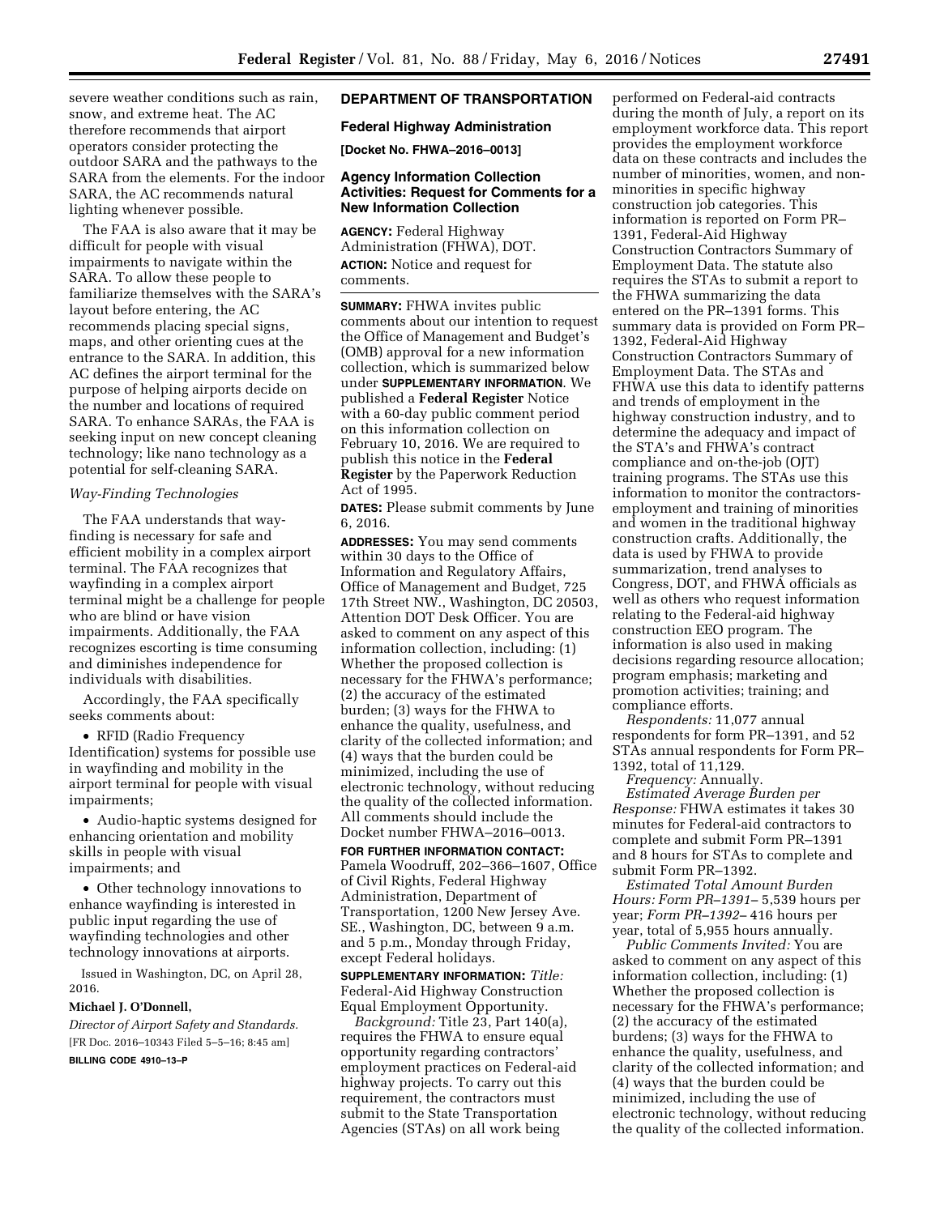severe weather conditions such as rain, snow, and extreme heat. The AC therefore recommends that airport operators consider protecting the outdoor SARA and the pathways to the SARA from the elements. For the indoor SARA, the AC recommends natural lighting whenever possible.

The FAA is also aware that it may be difficult for people with visual impairments to navigate within the SARA. To allow these people to familiarize themselves with the SARA's layout before entering, the AC recommends placing special signs, maps, and other orienting cues at the entrance to the SARA. In addition, this AC defines the airport terminal for the purpose of helping airports decide on the number and locations of required SARA. To enhance SARAs, the FAA is seeking input on new concept cleaning technology; like nano technology as a potential for self-cleaning SARA.

*Way-Finding Technologies*

The FAA understands that way-finding is necessary for safe and efficient mobility in a complex airport terminal. The FAA recognizes that wayfinding in a complex airport terminal might be a challenge for people who are blind or have vision impairments. Additionally, the FAA recognizes escorting is time consuming and diminishes independence for individuals with disabilities.

Accordingly, the FAA specifically seeks comments about:

- RFID (Radio Frequency Identification) systems for possible use in wayfinding and mobility in the airport terminal for people with visual impairments;
- Audio-haptic systems designed for enhancing orientation and mobility skills in people with visual impairments; and
- Other technology innovations to enhance wayfinding is interested in public input regarding the use of wayfinding technologies and other technology innovations at airports.

Issued in Washington, DC, on April 28, 2016.

**Michael J. O'Donnell,**

*Director of Airport Safety and Standards.*

[FR Doc. 2016–10343 Filed 5–5–16; 8:45 am]

**BILLING CODE 4910–13–P**

## DEPARTMENT OF TRANSPORTATION

### Federal Highway Administration

**[Docket No. FHWA–2016–0013]**

### Agency Information Collection Activities: Request for Comments for a New Information Collection

**AGENCY:** Federal Highway Administration (FHWA), DOT.

**ACTION:** Notice and request for comments.

**SUMMARY:** FHWA invites public comments about our intention to request the Office of Management and Budget's (OMB) approval for a new information collection, which is summarized below under **SUPPLEMENTARY INFORMATION**. We published a **Federal Register** Notice with a 60-day public comment period on this information collection on February 10, 2016. We are required to publish this notice in the **Federal Register** by the Paperwork Reduction Act of 1995.

**DATES:** Please submit comments by June 6, 2016.

**ADDRESSES:** You may send comments within 30 days to the Office of Information and Regulatory Affairs, Office of Management and Budget, 725 17th Street NW., Washington, DC 20503, Attention DOT Desk Officer. You are asked to comment on any aspect of this information collection, including: (1) Whether the proposed collection is necessary for the FHWA's performance; (2) the accuracy of the estimated burden; (3) ways for the FHWA to enhance the quality, usefulness, and clarity of the collected information; and (4) ways that the burden could be minimized, including the use of electronic technology, without reducing the quality of the collected information. All comments should include the Docket number FHWA–2016–0013.

**FOR FURTHER INFORMATION CONTACT:** Pamela Woodruff, 202–366–1607, Office of Civil Rights, Federal Highway Administration, Department of Transportation, 1200 New Jersey Ave. SE., Washington, DC, between 9 a.m. and 5 p.m., Monday through Friday, except Federal holidays.

**SUPPLEMENTARY INFORMATION:** *Title:* Federal-Aid Highway Construction Equal Employment Opportunity.

*Background:* Title 23, Part 140(a), requires the FHWA to ensure equal opportunity regarding contractors' employment practices on Federal-aid highway projects. To carry out this requirement, the contractors must submit to the State Transportation Agencies (STAs) on all work being performed on Federal-aid contracts during the month of July, a report on its employment workforce data. This report provides the employment workforce data on these contracts and includes the number of minorities, women, and non-minorities in specific highway construction job categories. This information is reported on Form PR–1391, Federal-Aid Highway Construction Contractors Summary of Employment Data. The statute also requires the STAs to submit a report to the FHWA summarizing the data entered on the PR–1391 forms. This summary data is provided on Form PR–1392, Federal-Aid Highway Construction Contractors Summary of Employment Data. The STAs and FHWA use this data to identify patterns and trends of employment in the highway construction industry, and to determine the adequacy and impact of the STA's and FHWA's contract compliance and on-the-job (OJT) training programs. The STAs use this information to monitor the contractors-employment and training of minorities and women in the traditional highway construction crafts. Additionally, the data is used by FHWA to provide summarization, trend analyses to Congress, DOT, and FHWA officials as well as others who request information relating to the Federal-aid highway construction EEO program. The information is also used in making decisions regarding resource allocation; program emphasis; marketing and promotion activities; training; and compliance efforts.

*Respondents:* 11,077 annual respondents for form PR–1391, and 52 STAs annual respondents for Form PR–1392, total of 11,129.

*Frequency:* Annually.

*Estimated Average Burden per Response:* FHWA estimates it takes 30 minutes for Federal-aid contractors to complete and submit Form PR–1391 and 8 hours for STAs to complete and submit Form PR–1392.

*Estimated Total Amount Burden Hours: Form PR–1391*– 5,539 hours per year; *Form PR–1392*– 416 hours per year, total of 5,955 hours annually.

*Public Comments Invited:* You are asked to comment on any aspect of this information collection, including: (1) Whether the proposed collection is necessary for the FHWA's performance; (2) the accuracy of the estimated burdens; (3) ways for the FHWA to enhance the quality, usefulness, and clarity of the collected information; and (4) ways that the burden could be minimized, including the use of electronic technology, without reducing the quality of the collected information.